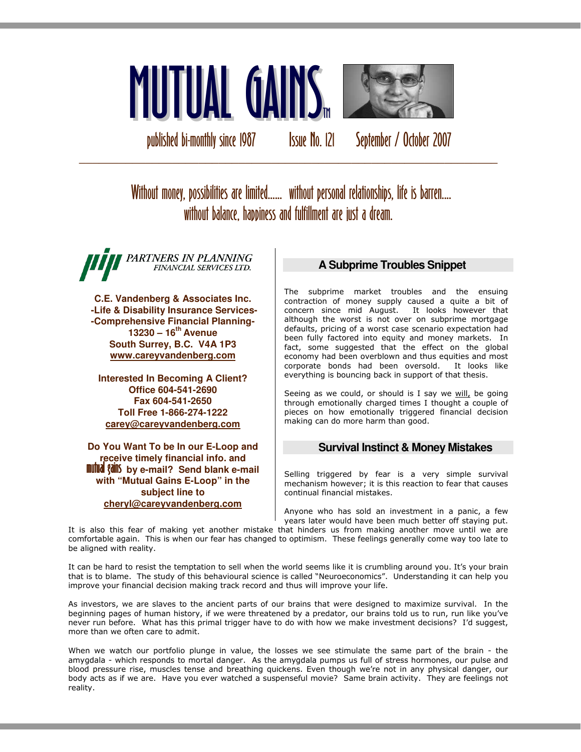# MUTUAL GAINS™

published bi-monthly since 1987 Issue No. 121 September / October 2007

---

Without money, possibilities are limited...... without personal relationships, life is barren.... without balance, happiness and fulfillment are just a dream.

PARTNERS IN PLANNING FINANCIAL SERVICES LTD.

**C.E. Vandenberg & Associates Inc.**
**-Life & Disability Insurance Services-**
**-Comprehensive Financial Planning-**
**13230 – 16th Avenue**
**South Surrey, B.C. V4A 1P3**
**www.careyvandenberg.com**

**Interested In Becoming A Client?**
**Office 604-541-2690**
**Fax 604-541-2650**
**Toll Free 1-866-274-1222**
**carey@careyvandenberg.com**

**Do You Want To be In our E-Loop and receive timely financial info. and mutual gains by e-mail? Send blank e-mail with "Mutual Gains E-Loop" in the subject line to cheryl@careyvandenberg.com**

## A Subprime Troubles Snippet

The subprime market troubles and the ensuing contraction of money supply caused a quite a bit of concern since mid August. It looks however that although the worst is not over on subprime mortgage defaults, pricing of a worst case scenario expectation had been fully factored into equity and money markets. In fact, some suggested that the effect on the global economy had been overblown and thus equities and most corporate bonds had been oversold. It looks like everything is bouncing back in support of that thesis.

Seeing as we could, or should is I say we will, be going through emotionally charged times I thought a couple of pieces on how emotionally triggered financial decision making can do more harm than good.

## Survival Instinct & Money Mistakes

Selling triggered by fear is a very simple survival mechanism however; it is this reaction to fear that causes continual financial mistakes.

Anyone who has sold an investment in a panic, a few years later would have been much better off staying put. It is also this fear of making yet another mistake that hinders us from making another move until we are comfortable again. This is when our fear has changed to optimism. These feelings generally come way too late to be aligned with reality.

It can be hard to resist the temptation to sell when the world seems like it is crumbling around you. It's your brain that is to blame. The study of this behavioural science is called "Neuroeconomics". Understanding it can help you improve your financial decision making track record and thus will improve your life.

As investors, we are slaves to the ancient parts of our brains that were designed to maximize survival. In the beginning pages of human history, if we were threatened by a predator, our brains told us to run, run like you've never run before. What has this primal trigger have to do with how we make investment decisions? I'd suggest, more than we often care to admit.

When we watch our portfolio plunge in value, the losses we see stimulate the same part of the brain - the amygdala - which responds to mortal danger. As the amygdala pumps us full of stress hormones, our pulse and blood pressure rise, muscles tense and breathing quickens. Even though we're not in any physical danger, our body acts as if we are. Have you ever watched a suspenseful movie? Same brain activity. They are feelings not reality.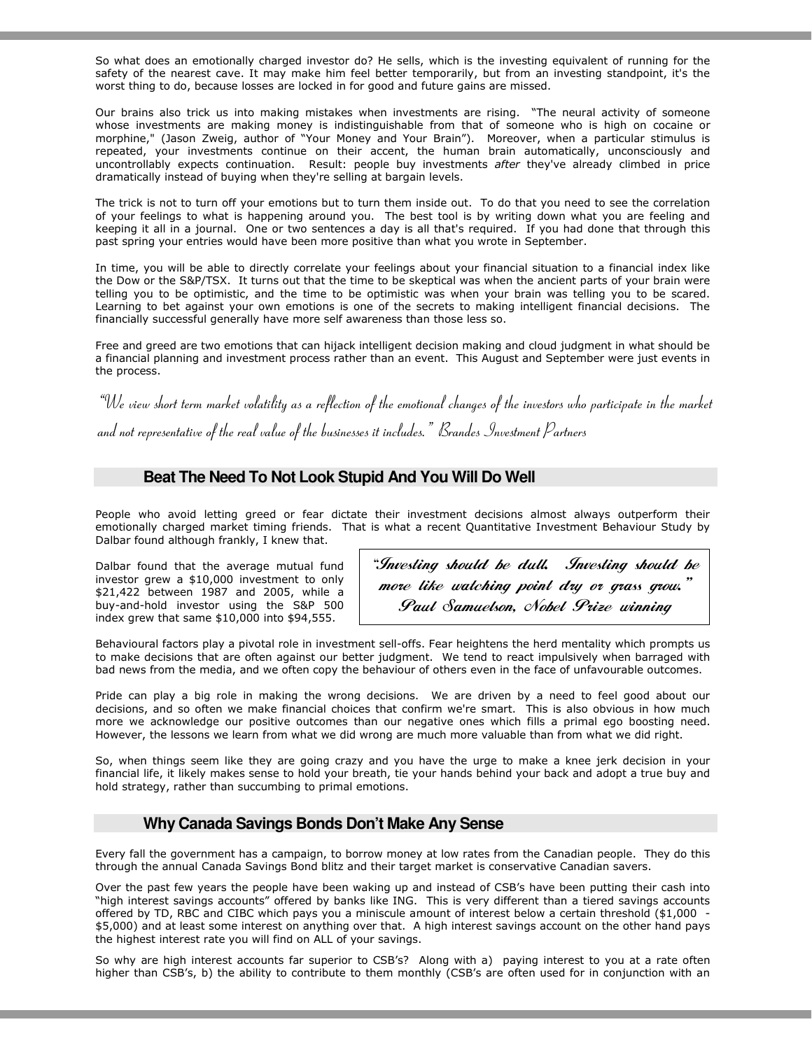So what does an emotionally charged investor do? He sells, which is the investing equivalent of running for the safety of the nearest cave. It may make him feel better temporarily, but from an investing standpoint, it's the worst thing to do, because losses are locked in for good and future gains are missed.

Our brains also trick us into making mistakes when investments are rising. "The neural activity of someone whose investments are making money is indistinguishable from that of someone who is high on cocaine or morphine," (Jason Zweig, author of "Your Money and Your Brain"). Moreover, when a particular stimulus is repeated, your investments continue on their accent, the human brain automatically, unconsciously and uncontrollably expects continuation. Result: people buy investments *after* they've already climbed in price dramatically instead of buying when they're selling at bargain levels.

The trick is not to turn off your emotions but to turn them inside out. To do that you need to see the correlation of your feelings to what is happening around you. The best tool is by writing down what you are feeling and keeping it all in a journal. One or two sentences a day is all that's required. If you had done that through this past spring your entries would have been more positive than what you wrote in September.

In time, you will be able to directly correlate your feelings about your financial situation to a financial index like the Dow or the S&P/TSX. It turns out that the time to be skeptical was when the ancient parts of your brain were telling you to be optimistic, and the time to be optimistic was when your brain was telling you to be scared. Learning to bet against your own emotions is one of the secrets to making intelligent financial decisions. The financially successful generally have more self awareness than those less so.

Free and greed are two emotions that can hijack intelligent decision making and cloud judgment in what should be a financial planning and investment process rather than an event. This August and September were just events in the process.

*"We view short term market volatility as a reflection of the emotional changes of the investors who participate in the market and not representative of the real value of the businesses it includes." Brandes Investment Partners*

## Beat The Need To Not Look Stupid And You Will Do Well

People who avoid letting greed or fear dictate their investment decisions almost always outperform their emotionally charged market timing friends. That is what a recent Quantitative Investment Behaviour Study by Dalbar found although frankly, I knew that.

Dalbar found that the average mutual fund investor grew a $10,000 investment to only $21,422 between 1987 and 2005, while a buy-and-hold investor using the S&P 500 index grew that same $10,000 into $94,555.

> ***"Investing should be dull. Investing should be more like watching point dry or grass grow." Paul Samuelson, Nobel Prize winning***

Behavioural factors play a pivotal role in investment sell-offs. Fear heightens the herd mentality which prompts us to make decisions that are often against our better judgment. We tend to react impulsively when barraged with bad news from the media, and we often copy the behaviour of others even in the face of unfavourable outcomes.

Pride can play a big role in making the wrong decisions. We are driven by a need to feel good about our decisions, and so often we make financial choices that confirm we're smart. This is also obvious in how much more we acknowledge our positive outcomes than our negative ones which fills a primal ego boosting need. However, the lessons we learn from what we did wrong are much more valuable than from what we did right.

So, when things seem like they are going crazy and you have the urge to make a knee jerk decision in your financial life, it likely makes sense to hold your breath, tie your hands behind your back and adopt a true buy and hold strategy, rather than succumbing to primal emotions.

## Why Canada Savings Bonds Don't Make Any Sense

Every fall the government has a campaign, to borrow money at low rates from the Canadian people. They do this through the annual Canada Savings Bond blitz and their target market is conservative Canadian savers.

Over the past few years the people have been waking up and instead of CSB's have been putting their cash into "high interest savings accounts" offered by banks like ING. This is very different than a tiered savings accounts offered by TD, RBC and CIBC which pays you a miniscule amount of interest below a certain threshold ($1,000 - $5,000) and at least some interest on anything over that. A high interest savings account on the other hand pays the highest interest rate you will find on ALL of your savings.

So why are high interest accounts far superior to CSB's? Along with a) paying interest to you at a rate often higher than CSB's, b) the ability to contribute to them monthly (CSB's are often used for in conjunction with an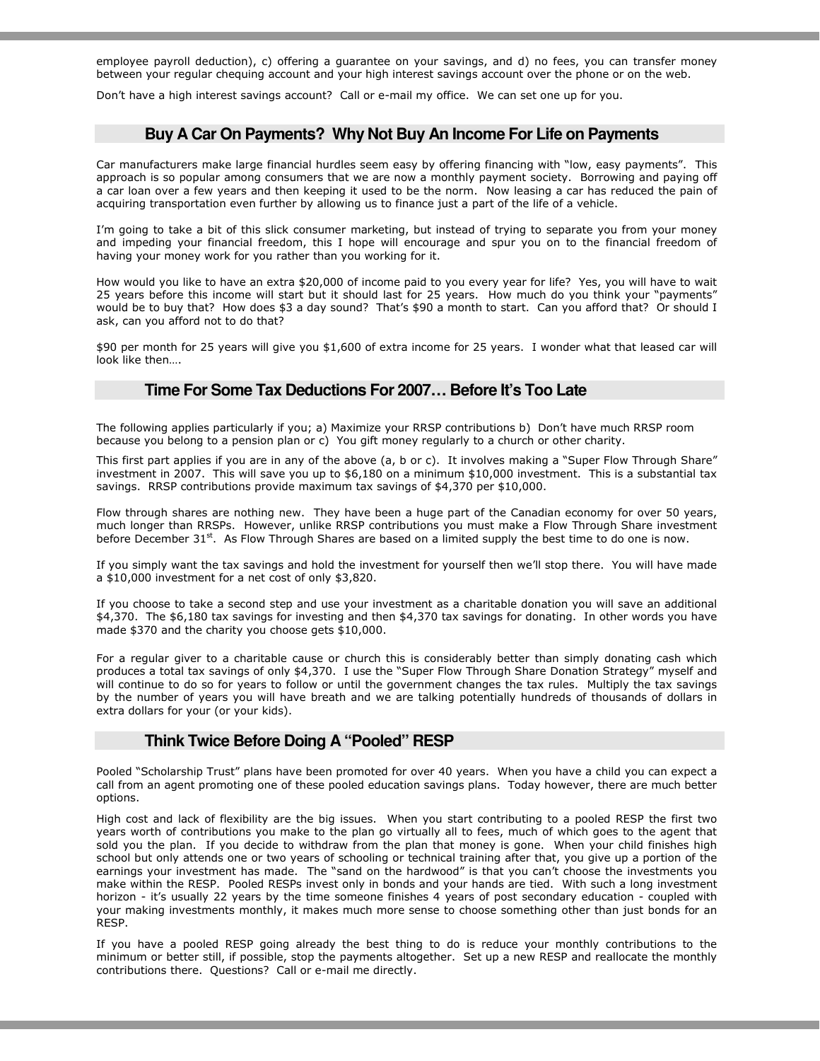employee payroll deduction), c) offering a guarantee on your savings, and d) no fees, you can transfer money between your regular chequing account and your high interest savings account over the phone or on the web.

Don't have a high interest savings account? Call or e-mail my office. We can set one up for you.

## Buy A Car On Payments? Why Not Buy An Income For Life on Payments

Car manufacturers make large financial hurdles seem easy by offering financing with "low, easy payments". This approach is so popular among consumers that we are now a monthly payment society. Borrowing and paying off a car loan over a few years and then keeping it used to be the norm. Now leasing a car has reduced the pain of acquiring transportation even further by allowing us to finance just a part of the life of a vehicle.

I'm going to take a bit of this slick consumer marketing, but instead of trying to separate you from your money and impeding your financial freedom, this I hope will encourage and spur you on to the financial freedom of having your money work for you rather than you working for it.

How would you like to have an extra $20,000 of income paid to you every year for life? Yes, you will have to wait 25 years before this income will start but it should last for 25 years. How much do you think your "payments" would be to buy that? How does $3 a day sound? That's $90 a month to start. Can you afford that? Or should I ask, can you afford not to do that?

$90 per month for 25 years will give you $1,600 of extra income for 25 years. I wonder what that leased car will look like then….

## Time For Some Tax Deductions For 2007… Before It's Too Late

The following applies particularly if you; a) Maximize your RRSP contributions b) Don't have much RRSP room because you belong to a pension plan or c) You gift money regularly to a church or other charity.

This first part applies if you are in any of the above (a, b or c). It involves making a "Super Flow Through Share" investment in 2007. This will save you up to $6,180 on a minimum $10,000 investment. This is a substantial tax savings. RRSP contributions provide maximum tax savings of $4,370 per $10,000.

Flow through shares are nothing new. They have been a huge part of the Canadian economy for over 50 years, much longer than RRSPs. However, unlike RRSP contributions you must make a Flow Through Share investment before December 31st. As Flow Through Shares are based on a limited supply the best time to do one is now.

If you simply want the tax savings and hold the investment for yourself then we'll stop there. You will have made a $10,000 investment for a net cost of only $3,820.

If you choose to take a second step and use your investment as a charitable donation you will save an additional $4,370. The $6,180 tax savings for investing and then $4,370 tax savings for donating. In other words you have made $370 and the charity you choose gets $10,000.

For a regular giver to a charitable cause or church this is considerably better than simply donating cash which produces a total tax savings of only $4,370. I use the "Super Flow Through Share Donation Strategy" myself and will continue to do so for years to follow or until the government changes the tax rules. Multiply the tax savings by the number of years you will have breath and we are talking potentially hundreds of thousands of dollars in extra dollars for your (or your kids).

## Think Twice Before Doing A "Pooled" RESP

Pooled "Scholarship Trust" plans have been promoted for over 40 years. When you have a child you can expect a call from an agent promoting one of these pooled education savings plans. Today however, there are much better options.

High cost and lack of flexibility are the big issues. When you start contributing to a pooled RESP the first two years worth of contributions you make to the plan go virtually all to fees, much of which goes to the agent that sold you the plan. If you decide to withdraw from the plan that money is gone. When your child finishes high school but only attends one or two years of schooling or technical training after that, you give up a portion of the earnings your investment has made. The "sand on the hardwood" is that you can't choose the investments you make within the RESP. Pooled RESPs invest only in bonds and your hands are tied. With such a long investment horizon - it's usually 22 years by the time someone finishes 4 years of post secondary education - coupled with your making investments monthly, it makes much more sense to choose something other than just bonds for an RESP.

If you have a pooled RESP going already the best thing to do is reduce your monthly contributions to the minimum or better still, if possible, stop the payments altogether. Set up a new RESP and reallocate the monthly contributions there. Questions? Call or e-mail me directly.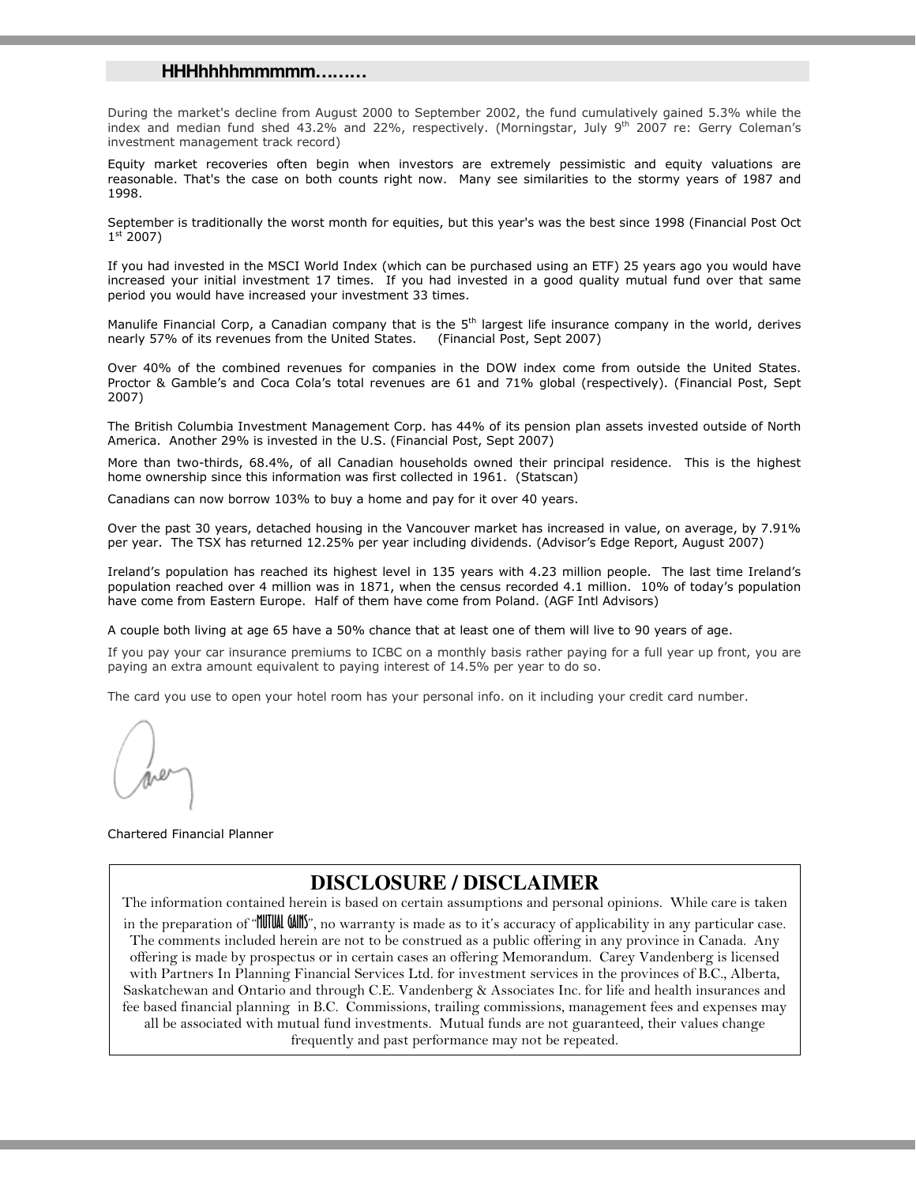## HHHhhhhmmmmm………

During the market's decline from August 2000 to September 2002, the fund cumulatively gained 5.3% while the index and median fund shed 43.2% and 22%, respectively. (Morningstar, July 9th 2007 re: Gerry Coleman's investment management track record)

Equity market recoveries often begin when investors are extremely pessimistic and equity valuations are reasonable. That's the case on both counts right now. Many see similarities to the stormy years of 1987 and 1998.

September is traditionally the worst month for equities, but this year's was the best since 1998 (Financial Post Oct 1st 2007)

If you had invested in the MSCI World Index (which can be purchased using an ETF) 25 years ago you would have increased your initial investment 17 times. If you had invested in a good quality mutual fund over that same period you would have increased your investment 33 times.

Manulife Financial Corp, a Canadian company that is the 5th largest life insurance company in the world, derives nearly 57% of its revenues from the United States. (Financial Post, Sept 2007)

Over 40% of the combined revenues for companies in the DOW index come from outside the United States. Proctor & Gamble's and Coca Cola's total revenues are 61 and 71% global (respectively). (Financial Post, Sept 2007)

The British Columbia Investment Management Corp. has 44% of its pension plan assets invested outside of North America. Another 29% is invested in the U.S. (Financial Post, Sept 2007)

More than two-thirds, 68.4%, of all Canadian households owned their principal residence. This is the highest home ownership since this information was first collected in 1961. (Statscan)

Canadians can now borrow 103% to buy a home and pay for it over 40 years.

Over the past 30 years, detached housing in the Vancouver market has increased in value, on average, by 7.91% per year. The TSX has returned 12.25% per year including dividends. (Advisor's Edge Report, August 2007)

Ireland's population has reached its highest level in 135 years with 4.23 million people. The last time Ireland's population reached over 4 million was in 1871, when the census recorded 4.1 million. 10% of today's population have come from Eastern Europe. Half of them have come from Poland. (AGF Intl Advisors)

A couple both living at age 65 have a 50% chance that at least one of them will live to 90 years of age.

If you pay your car insurance premiums to ICBC on a monthly basis rather paying for a full year up front, you are paying an extra amount equivalent to paying interest of 14.5% per year to do so.

The card you use to open your hotel room has your personal info. on it including your credit card number.

Carey

Chartered Financial Planner

## DISCLOSURE / DISCLAIMER

The information contained herein is based on certain assumptions and personal opinions. While care is taken in the preparation of "MUTUAL GAINS", no warranty is made as to it's accuracy of applicability in any particular case. The comments included herein are not to be construed as a public offering in any province in Canada. Any offering is made by prospectus or in certain cases an offering Memorandum. Carey Vandenberg is licensed with Partners In Planning Financial Services Ltd. for investment services in the provinces of B.C., Alberta, Saskatchewan and Ontario and through C.E. Vandenberg & Associates Inc. for life and health insurances and fee based financial planning in B.C. Commissions, trailing commissions, management fees and expenses may all be associated with mutual fund investments. Mutual funds are not guaranteed, their values change frequently and past performance may not be repeated.